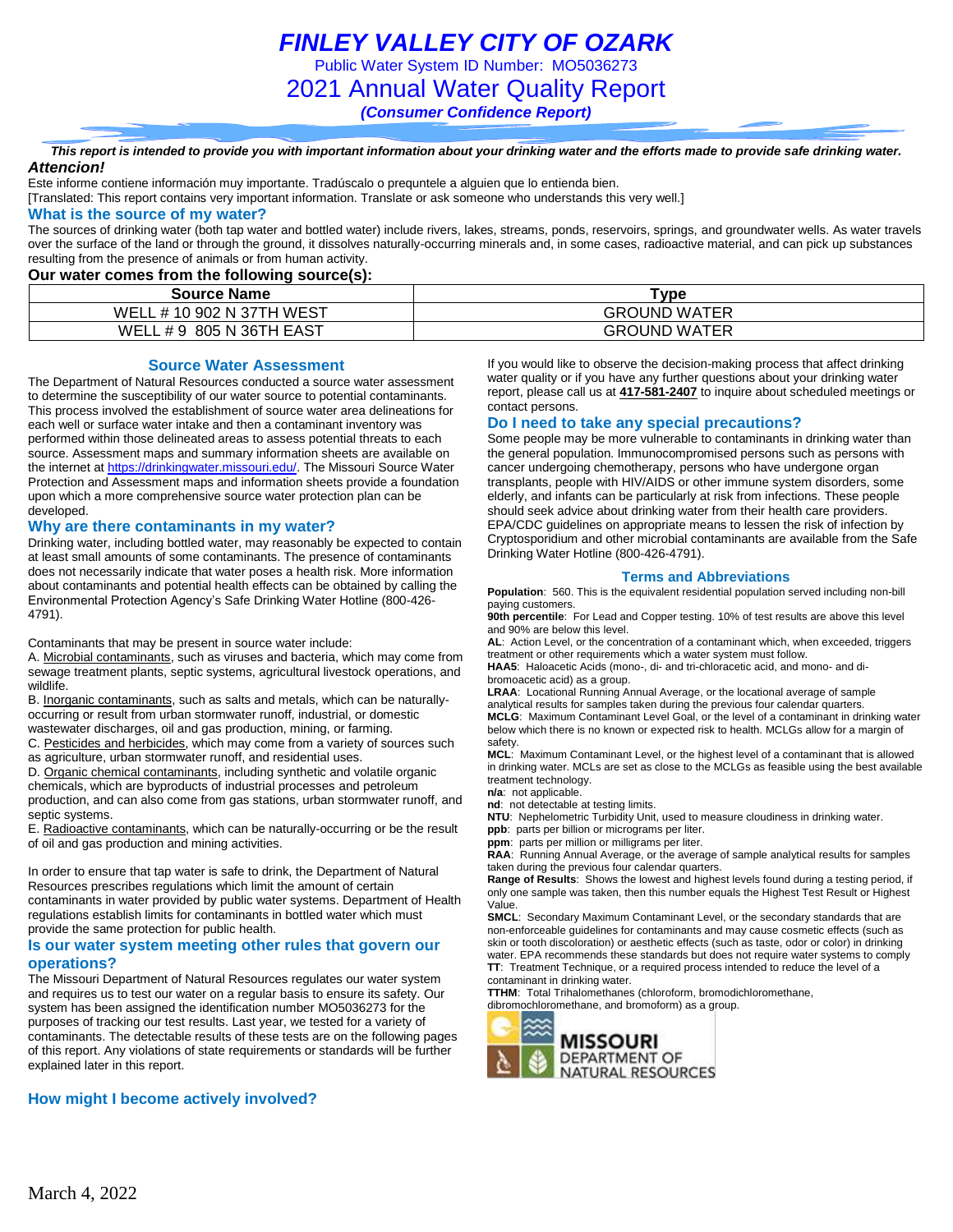# FINLEY VALLEY CITY OF OZARK

Public Water System ID Number: MO5036273

## 2021 Annual Water Quality Report

***(Consumer Confidence Report)***

***This report is intended to provide you with important information about your drinking water and the efforts made to provide safe drinking water.***

***Attencion!***

Este informe contiene información muy importante. Tradúscalo o prequntele a alguien que lo entienda bien.
[Translated: This report contains very important information. Translate or ask someone who understands this very well.]

### What is the source of my water?

The sources of drinking water (both tap water and bottled water) include rivers, lakes, streams, ponds, reservoirs, springs, and groundwater wells. As water travels over the surface of the land or through the ground, it dissolves naturally-occurring minerals and, in some cases, radioactive material, and can pick up substances resulting from the presence of animals or from human activity.

**Our water comes from the following source(s):**

| Source Name | Type |
| --- | --- |
| WELL # 10 902 N 37TH WEST | GROUND WATER |
| WELL # 9 805 N 36TH EAST | GROUND WATER |

### Source Water Assessment

The Department of Natural Resources conducted a source water assessment to determine the susceptibility of our water source to potential contaminants. This process involved the establishment of source water area delineations for each well or surface water intake and then a contaminant inventory was performed within those delineated areas to assess potential threats to each source. Assessment maps and summary information sheets are available on the internet at https://drinkingwater.missouri.edu/. The Missouri Source Water Protection and Assessment maps and information sheets provide a foundation upon which a more comprehensive source water protection plan can be developed.

### Why are there contaminants in my water?

Drinking water, including bottled water, may reasonably be expected to contain at least small amounts of some contaminants. The presence of contaminants does not necessarily indicate that water poses a health risk. More information about contaminants and potential health effects can be obtained by calling the Environmental Protection Agency's Safe Drinking Water Hotline (800-426-4791).

Contaminants that may be present in source water include:

A. Microbial contaminants, such as viruses and bacteria, which may come from sewage treatment plants, septic systems, agricultural livestock operations, and wildlife.
B. Inorganic contaminants, such as salts and metals, which can be naturally-occurring or result from urban stormwater runoff, industrial, or domestic wastewater discharges, oil and gas production, mining, or farming.
C. Pesticides and herbicides, which may come from a variety of sources such as agriculture, urban stormwater runoff, and residential uses.
D. Organic chemical contaminants, including synthetic and volatile organic chemicals, which are byproducts of industrial processes and petroleum production, and can also come from gas stations, urban stormwater runoff, and septic systems.
E. Radioactive contaminants, which can be naturally-occurring or be the result of oil and gas production and mining activities.

In order to ensure that tap water is safe to drink, the Department of Natural Resources prescribes regulations which limit the amount of certain contaminants in water provided by public water systems. Department of Health regulations establish limits for contaminants in bottled water which must provide the same protection for public health.

### Is our water system meeting other rules that govern our operations?

The Missouri Department of Natural Resources regulates our water system and requires us to test our water on a regular basis to ensure its safety. Our system has been assigned the identification number MO5036273 for the purposes of tracking our test results. Last year, we tested for a variety of contaminants. The detectable results of these tests are on the following pages of this report. Any violations of state requirements or standards will be further explained later in this report.

### How might I become actively involved?

If you would like to observe the decision-making process that affect drinking water quality or if you have any further questions about your drinking water report, please call us at **417-581-2407** to inquire about scheduled meetings or contact persons.

### Do I need to take any special precautions?

Some people may be more vulnerable to contaminants in drinking water than the general population. Immunocompromised persons such as persons with cancer undergoing chemotherapy, persons who have undergone organ transplants, people with HIV/AIDS or other immune system disorders, some elderly, and infants can be particularly at risk from infections. These people should seek advice about drinking water from their health care providers. EPA/CDC guidelines on appropriate means to lessen the risk of infection by Cryptosporidium and other microbial contaminants are available from the Safe Drinking Water Hotline (800-426-4791).

### Terms and Abbreviations

**Population**: 560. This is the equivalent residential population served including non-bill paying customers.
**90th percentile**: For Lead and Copper testing. 10% of test results are above this level and 90% are below this level.
**AL**: Action Level, or the concentration of a contaminant which, when exceeded, triggers treatment or other requirements which a water system must follow.
**HAA5**: Haloacetic Acids (mono-, di- and tri-chloracetic acid, and mono- and di-bromoacetic acid) as a group.
**LRAA**: Locational Running Annual Average, or the locational average of sample analytical results for samples taken during the previous four calendar quarters.
**MCLG**: Maximum Contaminant Level Goal, or the level of a contaminant in drinking water below which there is no known or expected risk to health. MCLGs allow for a margin of safety.
**MCL**: Maximum Contaminant Level, or the highest level of a contaminant that is allowed in drinking water. MCLs are set as close to the MCLGs as feasible using the best available treatment technology.
**n/a**: not applicable.
**nd**: not detectable at testing limits.
**NTU**: Nephelometric Turbidity Unit, used to measure cloudiness in drinking water.
**ppb**: parts per billion or micrograms per liter.
**ppm**: parts per million or milligrams per liter.
**RAA**: Running Annual Average, or the average of sample analytical results for samples taken during the previous four calendar quarters.
**Range of Results**: Shows the lowest and highest levels found during a testing period, if only one sample was taken, then this number equals the Highest Test Result or Highest Value.
**SMCL**: Secondary Maximum Contaminant Level, or the secondary standards that are non-enforceable guidelines for contaminants and may cause cosmetic effects (such as skin or tooth discoloration) or aesthetic effects (such as taste, odor or color) in drinking water. EPA recommends these standards but does not require water systems to comply
**TT**: Treatment Technique, or a required process intended to reduce the level of a contaminant in drinking water.
**TTHM**: Total Trihalomethanes (chloroform, bromodichloromethane, dibromochloromethane, and bromoform) as a group.

MISSOURI DEPARTMENT OF NATURAL RESOURCES

March 4, 2022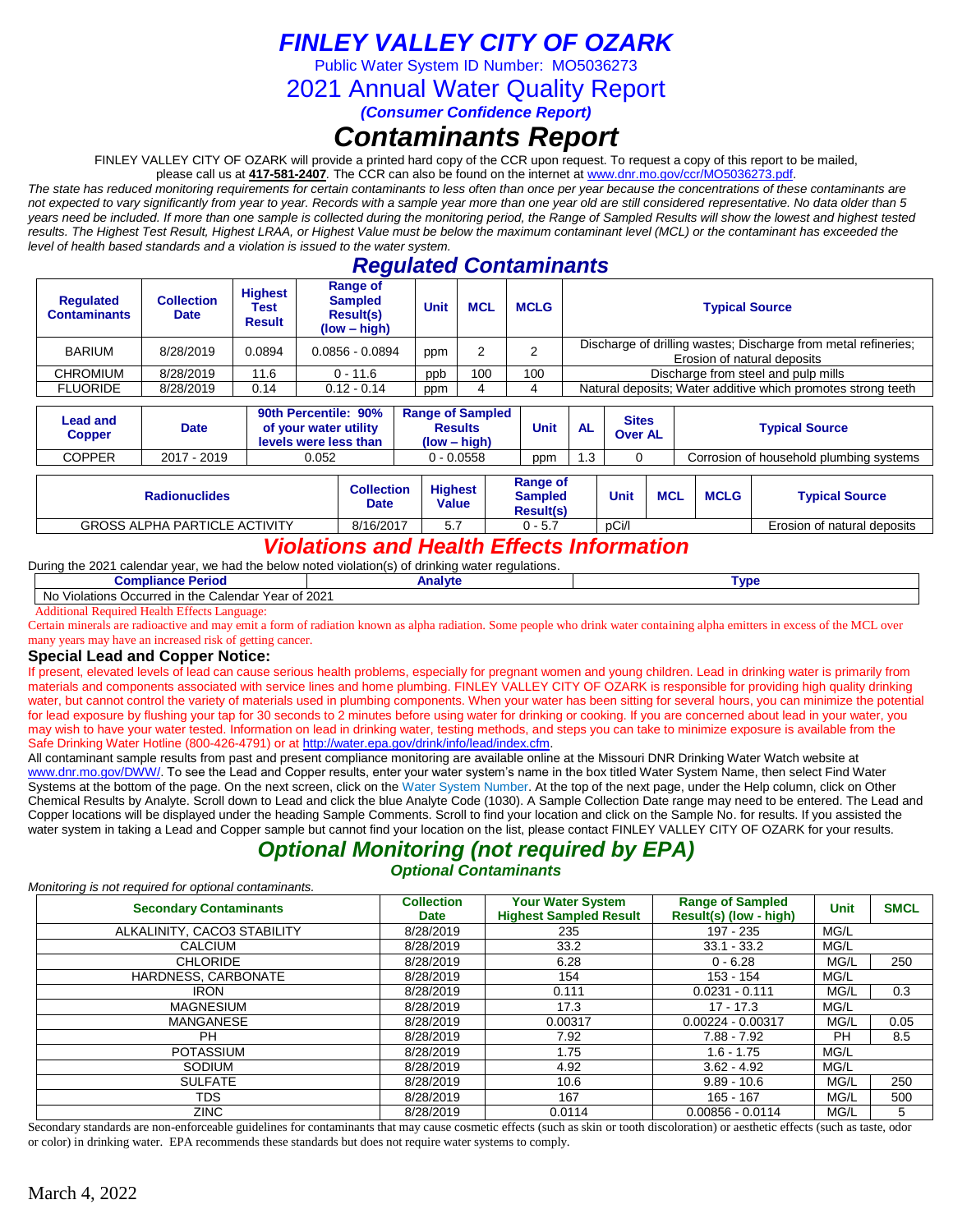# FINLEY VALLEY CITY OF OZARK

Public Water System ID Number: MO5036273

## 2021 Annual Water Quality Report

***(Consumer Confidence Report)***

# Contaminants Report

FINLEY VALLEY CITY OF OZARK will provide a printed hard copy of the CCR upon request. To request a copy of this report to be mailed, please call us at **417-581-2407**. The CCR can also be found on the internet at www.dnr.mo.gov/ccr/MO5036273.pdf.

*The state has reduced monitoring requirements for certain contaminants to less often than once per year because the concentrations of these contaminants are not expected to vary significantly from year to year. Records with a sample year more than one year old are still considered representative. No data older than 5 years need be included. If more than one sample is collected during the monitoring period, the Range of Sampled Results will show the lowest and highest tested results. The Highest Test Result, Highest LRAA, or Highest Value must be below the maximum contaminant level (MCL) or the contaminant has exceeded the level of health based standards and a violation is issued to the water system.*

## Regulated Contaminants

| Regulated Contaminants | Collection Date | Highest Test Result | Range of Sampled Result(s) (low – high) | Unit | MCL | MCLG | Typical Source |
|---|---|---|---|---|---|---|---|
| BARIUM | 8/28/2019 | 0.0894 | 0.0856 - 0.0894 | ppm | 2 | 2 | Discharge of drilling wastes; Discharge from metal refineries; Erosion of natural deposits |
| CHROMIUM | 8/28/2019 | 11.6 | 0 - 11.6 | ppb | 100 | 100 | Discharge from steel and pulp mills |
| FLUORIDE | 8/28/2019 | 0.14 | 0.12 - 0.14 | ppm | 4 | 4 | Natural deposits; Water additive which promotes strong teeth |

| Lead and Copper | Date | 90th Percentile: 90% of your water utility levels were less than | Range of Sampled Results (low – high) | Unit | AL | Sites Over AL | Typical Source |
|---|---|---|---|---|---|---|---|
| COPPER | 2017 - 2019 | 0.052 | 0 - 0.0558 | ppm | 1.3 | 0 | Corrosion of household plumbing systems |

| Radionuclides | Collection Date | Highest Value | Range of Sampled Result(s) | Unit | MCL | MCLG | Typical Source |
|---|---|---|---|---|---|---|---|
| GROSS ALPHA PARTICLE ACTIVITY | 8/16/2017 | 5.7 | 0 - 5.7 | pCi/l | | | Erosion of natural deposits |

## Violations and Health Effects Information

During the 2021 calendar year, we had the below noted violation(s) of drinking water regulations.

| Compliance Period | Analyte | Type |
|---|---|---|
| No Violations Occurred in the Calendar Year of 2021 | | |

Additional Required Health Effects Language:

Certain minerals are radioactive and may emit a form of radiation known as alpha radiation. Some people who drink water containing alpha emitters in excess of the MCL over many years may have an increased risk of getting cancer.

### Special Lead and Copper Notice:

If present, elevated levels of lead can cause serious health problems, especially for pregnant women and young children. Lead in drinking water is primarily from materials and components associated with service lines and home plumbing. FINLEY VALLEY CITY OF OZARK is responsible for providing high quality drinking water, but cannot control the variety of materials used in plumbing components. When your water has been sitting for several hours, you can minimize the potential for lead exposure by flushing your tap for 30 seconds to 2 minutes before using water for drinking or cooking. If you are concerned about lead in your water, you may wish to have your water tested. Information on lead in drinking water, testing methods, and steps you can take to minimize exposure is available from the Safe Drinking Water Hotline (800-426-4791) or at http://water.epa.gov/drink/info/lead/index.cfm.

All contaminant sample results from past and present compliance monitoring are available online at the Missouri DNR Drinking Water Watch website at www.dnr.mo.gov/DWW/. To see the Lead and Copper results, enter your water system's name in the box titled Water System Name, then select Find Water Systems at the bottom of the page. On the next screen, click on the Water System Number. At the top of the next page, under the Help column, click on Other Chemical Results by Analyte. Scroll down to Lead and click the blue Analyte Code (1030). A Sample Collection Date range may need to be entered. The Lead and Copper locations will be displayed under the heading Sample Comments. Scroll to find your location and click on the Sample No. for results. If you assisted the water system in taking a Lead and Copper sample but cannot find your location on the list, please contact FINLEY VALLEY CITY OF OZARK for your results.

## Optional Monitoring (not required by EPA)

### Optional Contaminants

*Monitoring is not required for optional contaminants.*

| Secondary Contaminants | Collection Date | Your Water System Highest Sampled Result | Range of Sampled Result(s) (low - high) | Unit | SMCL |
|---|---|---|---|---|---|
| ALKALINITY, CACO3 STABILITY | 8/28/2019 | 235 | 197 - 235 | MG/L | |
| CALCIUM | 8/28/2019 | 33.2 | 33.1 - 33.2 | MG/L | |
| CHLORIDE | 8/28/2019 | 6.28 | 0 - 6.28 | MG/L | 250 |
| HARDNESS, CARBONATE | 8/28/2019 | 154 | 153 - 154 | MG/L | |
| IRON | 8/28/2019 | 0.111 | 0.0231 - 0.111 | MG/L | 0.3 |
| MAGNESIUM | 8/28/2019 | 17.3 | 17 - 17.3 | MG/L | |
| MANGANESE | 8/28/2019 | 0.00317 | 0.00224 - 0.00317 | MG/L | 0.05 |
| PH | 8/28/2019 | 7.92 | 7.88 - 7.92 | PH | 8.5 |
| POTASSIUM | 8/28/2019 | 1.75 | 1.6 - 1.75 | MG/L | |
| SODIUM | 8/28/2019 | 4.92 | 3.62 - 4.92 | MG/L | |
| SULFATE | 8/28/2019 | 10.6 | 9.89 - 10.6 | MG/L | 250 |
| TDS | 8/28/2019 | 167 | 165 - 167 | MG/L | 500 |
| ZINC | 8/28/2019 | 0.0114 | 0.00856 - 0.0114 | MG/L | 5 |

Secondary standards are non-enforceable guidelines for contaminants that may cause cosmetic effects (such as skin or tooth discoloration) or aesthetic effects (such as taste, odor or color) in drinking water. EPA recommends these standards but does not require water systems to comply.

March 4, 2022